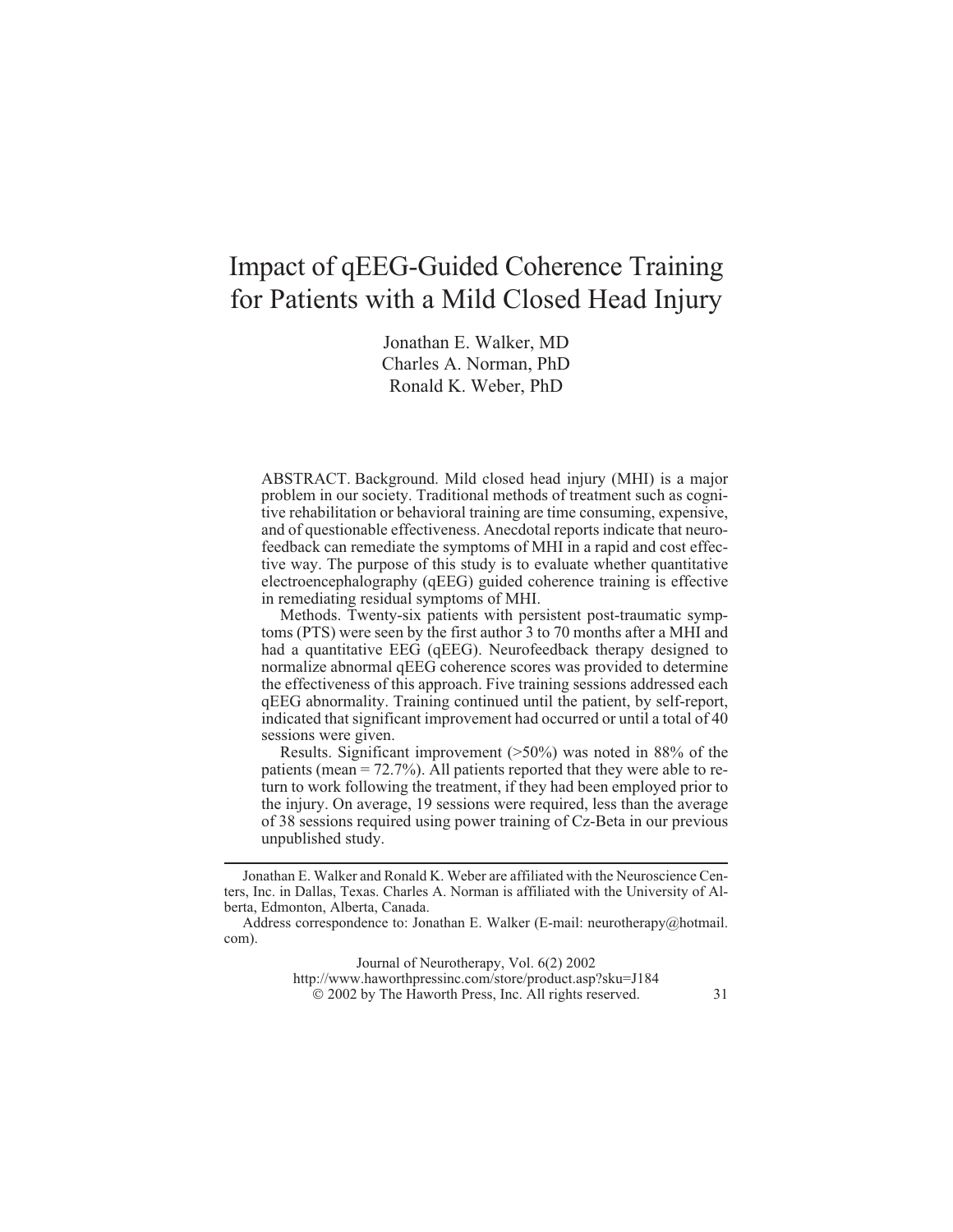# Impact of qEEG-Guided Coherence Training for Patients with a Mild Closed Head Injury

Jonathan E. Walker, MD
Charles A. Norman, PhD
Ronald K. Weber, PhD

ABSTRACT. Background. Mild closed head injury (MHI) is a major problem in our society. Traditional methods of treatment such as cognitive rehabilitation or behavioral training are time consuming, expensive, and of questionable effectiveness. Anecdotal reports indicate that neurofeedback can remediate the symptoms of MHI in a rapid and cost effective way. The purpose of this study is to evaluate whether quantitative electroencephalography (qEEG) guided coherence training is effective in remediating residual symptoms of MHI.

Methods. Twenty-six patients with persistent post-traumatic symptoms (PTS) were seen by the first author 3 to 70 months after a MHI and had a quantitative EEG (qEEG). Neurofeedback therapy designed to normalize abnormal qEEG coherence scores was provided to determine the effectiveness of this approach. Five training sessions addressed each qEEG abnormality. Training continued until the patient, by self-report, indicated that significant improvement had occurred or until a total of 40 sessions were given.

Results. Significant improvement (>50%) was noted in 88% of the patients (mean = 72.7%). All patients reported that they were able to return to work following the treatment, if they had been employed prior to the injury. On average, 19 sessions were required, less than the average of 38 sessions required using power training of Cz-Beta in our previous unpublished study.

---

Jonathan E. Walker and Ronald K. Weber are affiliated with the Neuroscience Centers, Inc. in Dallas, Texas. Charles A. Norman is affiliated with the University of Alberta, Edmonton, Alberta, Canada.

Address correspondence to: Jonathan E. Walker (E-mail: neurotherapy@hotmail.com).

Journal of Neurotherapy, Vol. 6(2) 2002
http://www.haworthpressinc.com/store/product.asp?sku=J184
© 2002 by The Haworth Press, Inc. All rights reserved.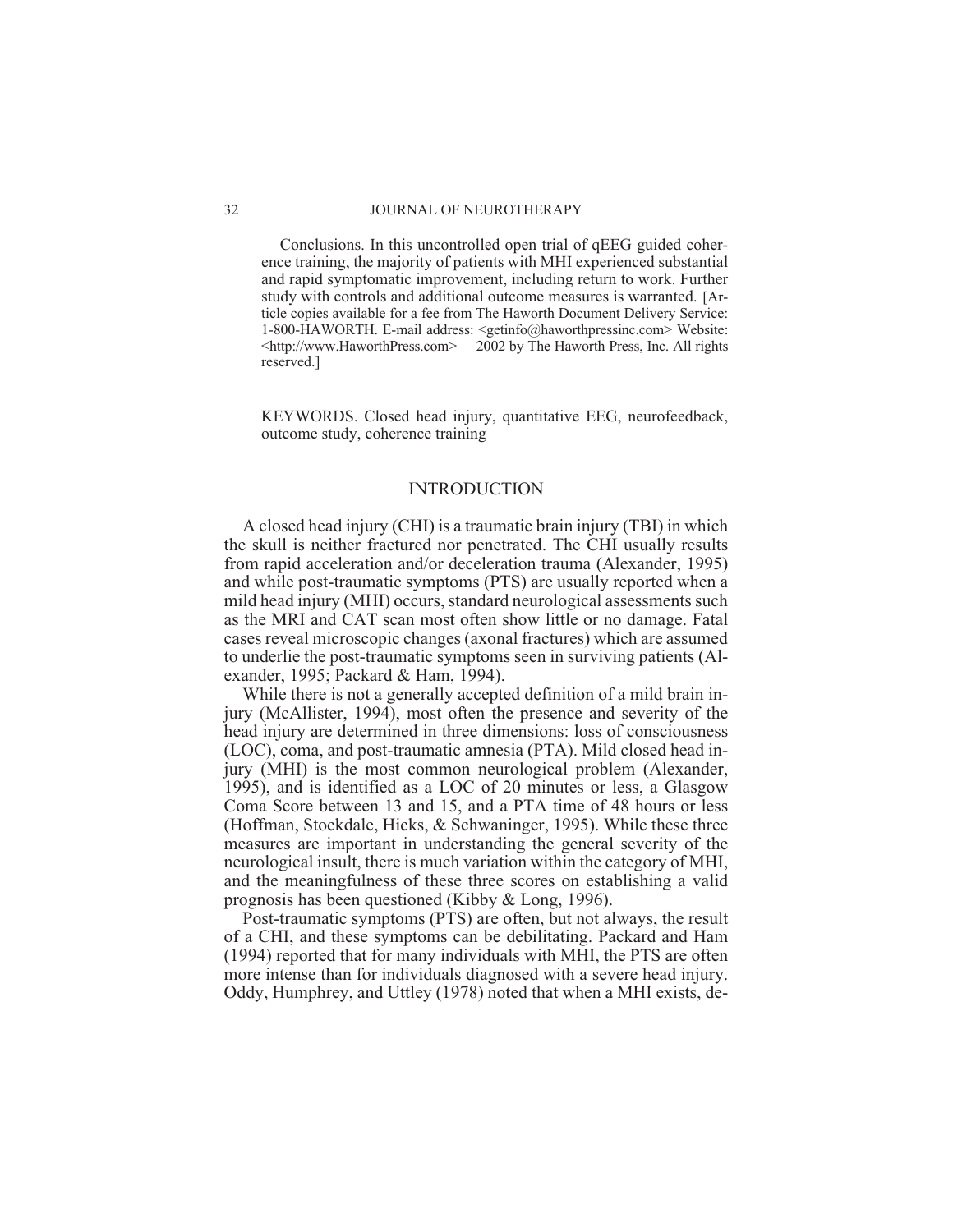Conclusions. In this uncontrolled open trial of qEEG guided coherence training, the majority of patients with MHI experienced substantial and rapid symptomatic improvement, including return to work. Further study with controls and additional outcome measures is warranted. [Article copies available for a fee from The Haworth Document Delivery Service: 1-800-HAWORTH. E-mail address: <getinfo@haworthpressinc.com> Website: <http://www.HaworthPress.com> 2002 by The Haworth Press, Inc. All rights reserved.]

KEYWORDS. Closed head injury, quantitative EEG, neurofeedback, outcome study, coherence training

## INTRODUCTION

A closed head injury (CHI) is a traumatic brain injury (TBI) in which the skull is neither fractured nor penetrated. The CHI usually results from rapid acceleration and/or deceleration trauma (Alexander, 1995) and while post-traumatic symptoms (PTS) are usually reported when a mild head injury (MHI) occurs, standard neurological assessments such as the MRI and CAT scan most often show little or no damage. Fatal cases reveal microscopic changes (axonal fractures) which are assumed to underlie the post-traumatic symptoms seen in surviving patients (Alexander, 1995; Packard & Ham, 1994).

While there is not a generally accepted definition of a mild brain injury (McAllister, 1994), most often the presence and severity of the head injury are determined in three dimensions: loss of consciousness (LOC), coma, and post-traumatic amnesia (PTA). Mild closed head injury (MHI) is the most common neurological problem (Alexander, 1995), and is identified as a LOC of 20 minutes or less, a Glasgow Coma Score between 13 and 15, and a PTA time of 48 hours or less (Hoffman, Stockdale, Hicks, & Schwaninger, 1995). While these three measures are important in understanding the general severity of the neurological insult, there is much variation within the category of MHI, and the meaningfulness of these three scores on establishing a valid prognosis has been questioned (Kibby & Long, 1996).

Post-traumatic symptoms (PTS) are often, but not always, the result of a CHI, and these symptoms can be debilitating. Packard and Ham (1994) reported that for many individuals with MHI, the PTS are often more intense than for individuals diagnosed with a severe head injury. Oddy, Humphrey, and Uttley (1978) noted that when a MHI exists, de-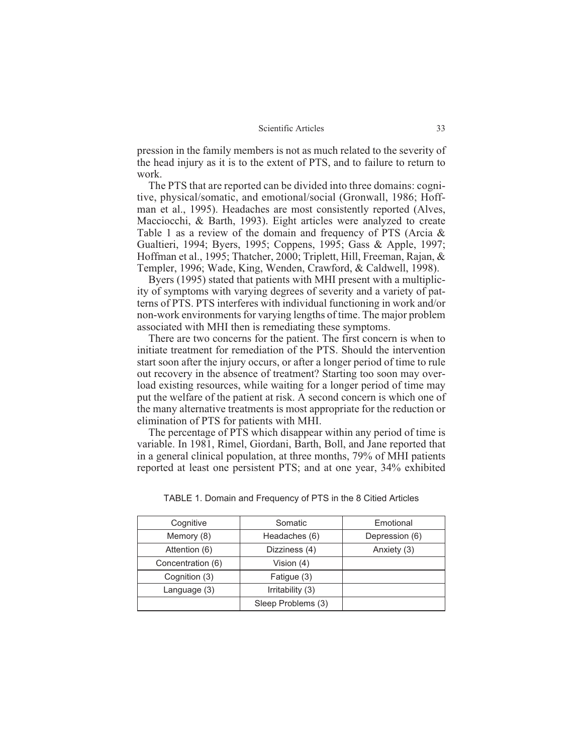pression in the family members is not as much related to the severity of the head injury as it is to the extent of PTS, and to failure to return to work.

The PTS that are reported can be divided into three domains: cognitive, physical/somatic, and emotional/social (Gronwall, 1986; Hoffman et al., 1995). Headaches are most consistently reported (Alves, Macciocchi, & Barth, 1993). Eight articles were analyzed to create Table 1 as a review of the domain and frequency of PTS (Arcia & Gualtieri, 1994; Byers, 1995; Coppens, 1995; Gass & Apple, 1997; Hoffman et al., 1995; Thatcher, 2000; Triplett, Hill, Freeman, Rajan, & Templer, 1996; Wade, King, Wenden, Crawford, & Caldwell, 1998).

Byers (1995) stated that patients with MHI present with a multiplicity of symptoms with varying degrees of severity and a variety of patterns of PTS. PTS interferes with individual functioning in work and/or non-work environments for varying lengths of time. The major problem associated with MHI then is remediating these symptoms.

There are two concerns for the patient. The first concern is when to initiate treatment for remediation of the PTS. Should the intervention start soon after the injury occurs, or after a longer period of time to rule out recovery in the absence of treatment? Starting too soon may overload existing resources, while waiting for a longer period of time may put the welfare of the patient at risk. A second concern is which one of the many alternative treatments is most appropriate for the reduction or elimination of PTS for patients with MHI.

The percentage of PTS which disappear within any period of time is variable. In 1981, Rimel, Giordani, Barth, Boll, and Jane reported that in a general clinical population, at three months, 79% of MHI patients reported at least one persistent PTS; and at one year, 34% exhibited

TABLE 1. Domain and Frequency of PTS in the 8 Citied Articles

| Cognitive | Somatic | Emotional |
|---|---|---|
| Memory (8) | Headaches (6) | Depression (6) |
| Attention (6) | Dizziness (4) | Anxiety (3) |
| Concentration (6) | Vision (4) | |
| Cognition (3) | Fatigue (3) | |
| Language (3) | Irritability (3) | |
| | Sleep Problems (3) | |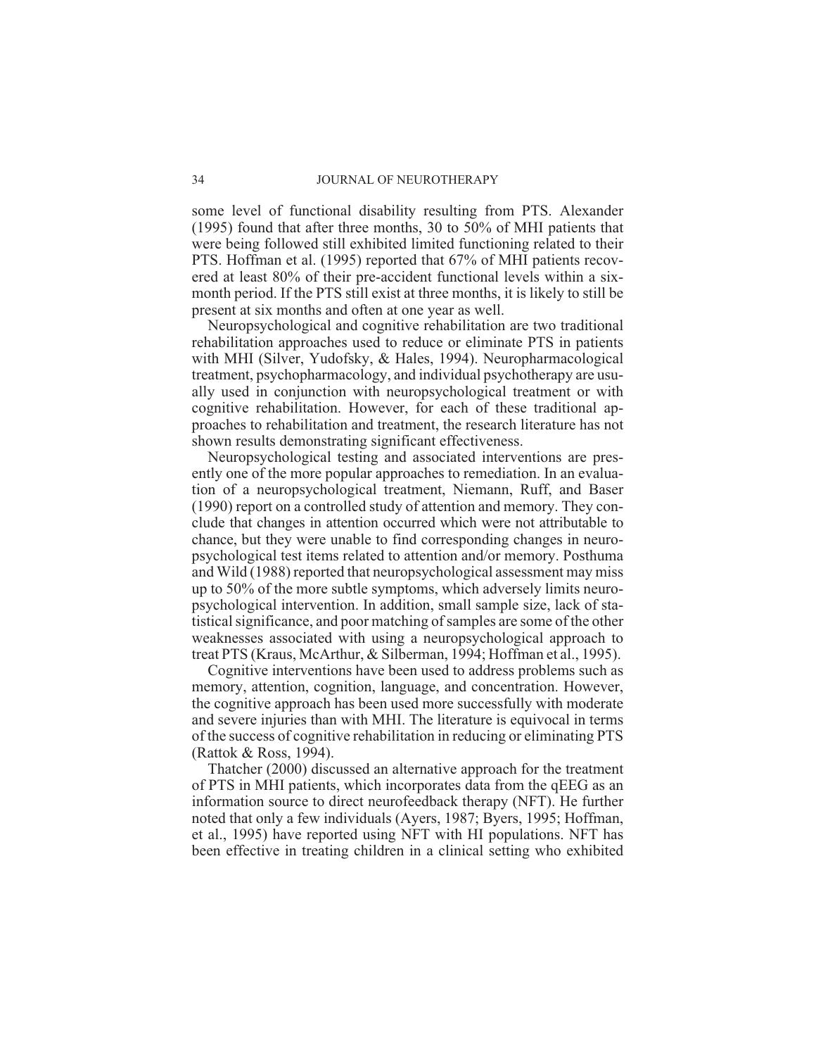some level of functional disability resulting from PTS. Alexander (1995) found that after three months, 30 to 50% of MHI patients that were being followed still exhibited limited functioning related to their PTS. Hoffman et al. (1995) reported that 67% of MHI patients recovered at least 80% of their pre-accident functional levels within a six-month period. If the PTS still exist at three months, it is likely to still be present at six months and often at one year as well.

Neuropsychological and cognitive rehabilitation are two traditional rehabilitation approaches used to reduce or eliminate PTS in patients with MHI (Silver, Yudofsky, & Hales, 1994). Neuropharmacological treatment, psychopharmacology, and individual psychotherapy are usually used in conjunction with neuropsychological treatment or with cognitive rehabilitation. However, for each of these traditional approaches to rehabilitation and treatment, the research literature has not shown results demonstrating significant effectiveness.

Neuropsychological testing and associated interventions are presently one of the more popular approaches to remediation. In an evaluation of a neuropsychological treatment, Niemann, Ruff, and Baser (1990) report on a controlled study of attention and memory. They conclude that changes in attention occurred which were not attributable to chance, but they were unable to find corresponding changes in neuropsychological test items related to attention and/or memory. Posthuma and Wild (1988) reported that neuropsychological assessment may miss up to 50% of the more subtle symptoms, which adversely limits neuropsychological intervention. In addition, small sample size, lack of statistical significance, and poor matching of samples are some of the other weaknesses associated with using a neuropsychological approach to treat PTS (Kraus, McArthur, & Silberman, 1994; Hoffman et al., 1995).

Cognitive interventions have been used to address problems such as memory, attention, cognition, language, and concentration. However, the cognitive approach has been used more successfully with moderate and severe injuries than with MHI. The literature is equivocal in terms of the success of cognitive rehabilitation in reducing or eliminating PTS (Rattok & Ross, 1994).

Thatcher (2000) discussed an alternative approach for the treatment of PTS in MHI patients, which incorporates data from the qEEG as an information source to direct neurofeedback therapy (NFT). He further noted that only a few individuals (Ayers, 1987; Byers, 1995; Hoffman, et al., 1995) have reported using NFT with HI populations. NFT has been effective in treating children in a clinical setting who exhibited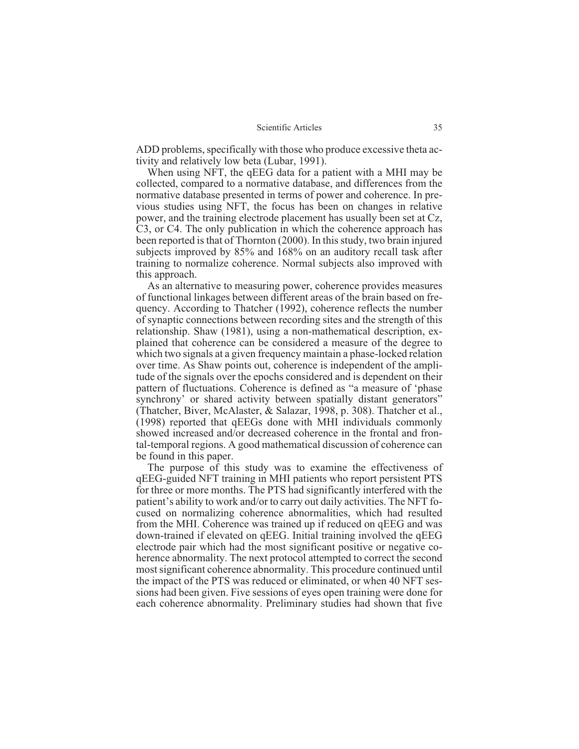ADD problems, specifically with those who produce excessive theta activity and relatively low beta (Lubar, 1991).

When using NFT, the qEEG data for a patient with a MHI may be collected, compared to a normative database, and differences from the normative database presented in terms of power and coherence. In previous studies using NFT, the focus has been on changes in relative power, and the training electrode placement has usually been set at Cz, C3, or C4. The only publication in which the coherence approach has been reported is that of Thornton (2000). In this study, two brain injured subjects improved by 85% and 168% on an auditory recall task after training to normalize coherence. Normal subjects also improved with this approach.

As an alternative to measuring power, coherence provides measures of functional linkages between different areas of the brain based on frequency. According to Thatcher (1992), coherence reflects the number of synaptic connections between recording sites and the strength of this relationship. Shaw (1981), using a non-mathematical description, explained that coherence can be considered a measure of the degree to which two signals at a given frequency maintain a phase-locked relation over time. As Shaw points out, coherence is independent of the amplitude of the signals over the epochs considered and is dependent on their pattern of fluctuations. Coherence is defined as "a measure of 'phase synchrony' or shared activity between spatially distant generators" (Thatcher, Biver, McAlaster, & Salazar, 1998, p. 308). Thatcher et al., (1998) reported that qEEGs done with MHI individuals commonly showed increased and/or decreased coherence in the frontal and frontal-temporal regions. A good mathematical discussion of coherence can be found in this paper.

The purpose of this study was to examine the effectiveness of qEEG-guided NFT training in MHI patients who report persistent PTS for three or more months. The PTS had significantly interfered with the patient's ability to work and/or to carry out daily activities. The NFT focused on normalizing coherence abnormalities, which had resulted from the MHI. Coherence was trained up if reduced on qEEG and was down-trained if elevated on qEEG. Initial training involved the qEEG electrode pair which had the most significant positive or negative coherence abnormality. The next protocol attempted to correct the second most significant coherence abnormality. This procedure continued until the impact of the PTS was reduced or eliminated, or when 40 NFT sessions had been given. Five sessions of eyes open training were done for each coherence abnormality. Preliminary studies had shown that five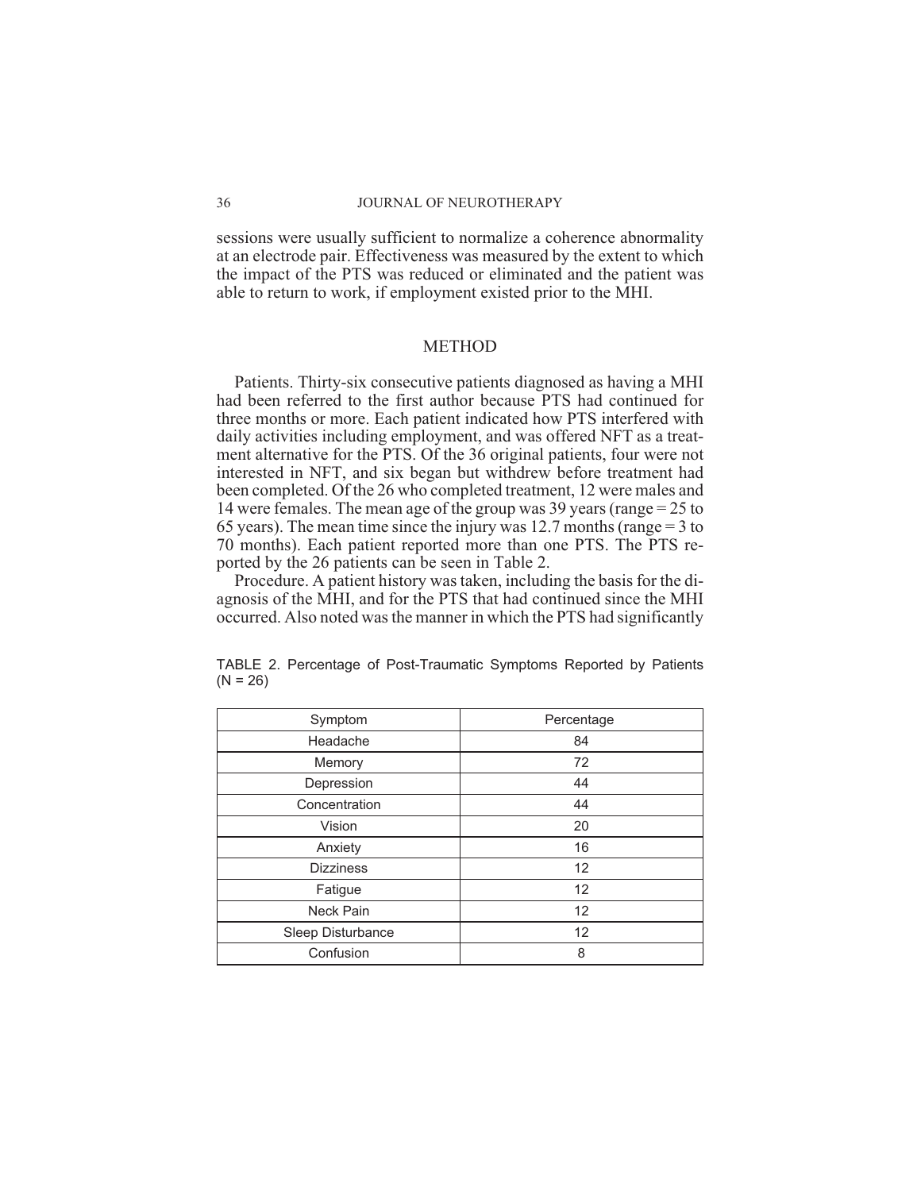sessions were usually sufficient to normalize a coherence abnormality at an electrode pair. Effectiveness was measured by the extent to which the impact of the PTS was reduced or eliminated and the patient was able to return to work, if employment existed prior to the MHI.

## METHOD

Patients. Thirty-six consecutive patients diagnosed as having a MHI had been referred to the first author because PTS had continued for three months or more. Each patient indicated how PTS interfered with daily activities including employment, and was offered NFT as a treatment alternative for the PTS. Of the 36 original patients, four were not interested in NFT, and six began but withdrew before treatment had been completed. Of the 26 who completed treatment, 12 were males and 14 were females. The mean age of the group was 39 years (range = 25 to 65 years). The mean time since the injury was 12.7 months (range = 3 to 70 months). Each patient reported more than one PTS. The PTS reported by the 26 patients can be seen in Table 2.

Procedure. A patient history was taken, including the basis for the diagnosis of the MHI, and for the PTS that had continued since the MHI occurred. Also noted was the manner in which the PTS had significantly

TABLE 2. Percentage of Post-Traumatic Symptoms Reported by Patients (N = 26)

| Symptom | Percentage |
|---|---|
| Headache | 84 |
| Memory | 72 |
| Depression | 44 |
| Concentration | 44 |
| Vision | 20 |
| Anxiety | 16 |
| Dizziness | 12 |
| Fatigue | 12 |
| Neck Pain | 12 |
| Sleep Disturbance | 12 |
| Confusion | 8 |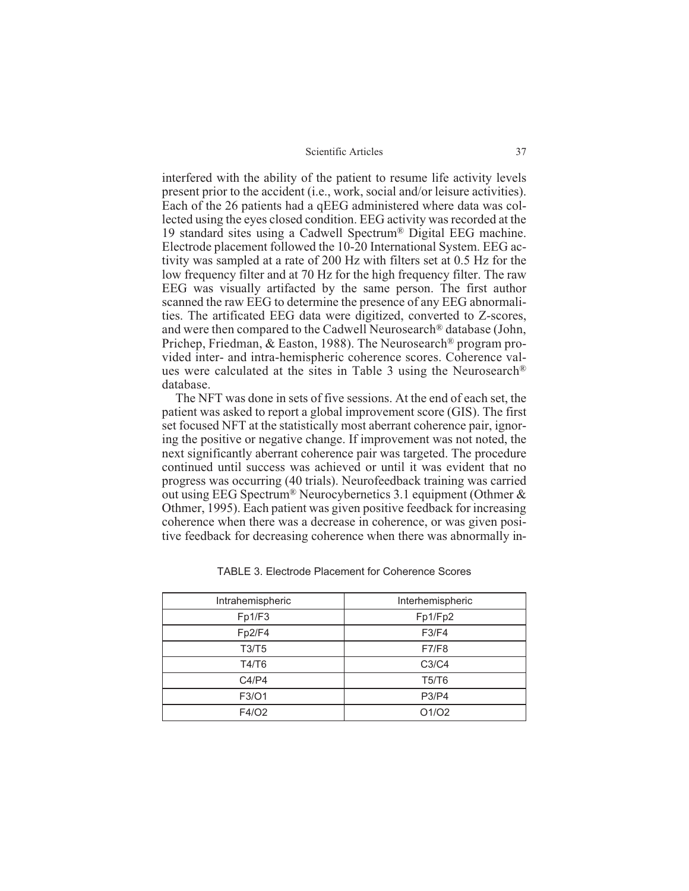interfered with the ability of the patient to resume life activity levels present prior to the accident (i.e., work, social and/or leisure activities). Each of the 26 patients had a qEEG administered where data was collected using the eyes closed condition. EEG activity was recorded at the 19 standard sites using a Cadwell Spectrum® Digital EEG machine. Electrode placement followed the 10-20 International System. EEG activity was sampled at a rate of 200 Hz with filters set at 0.5 Hz for the low frequency filter and at 70 Hz for the high frequency filter. The raw EEG was visually artifacted by the same person. The first author scanned the raw EEG to determine the presence of any EEG abnormalities. The artificated EEG data were digitized, converted to Z-scores, and were then compared to the Cadwell Neurosearch® database (John, Prichep, Friedman, & Easton, 1988). The Neurosearch® program provided inter- and intra-hemispheric coherence scores. Coherence values were calculated at the sites in Table 3 using the Neurosearch® database.

The NFT was done in sets of five sessions. At the end of each set, the patient was asked to report a global improvement score (GIS). The first set focused NFT at the statistically most aberrant coherence pair, ignoring the positive or negative change. If improvement was not noted, the next significantly aberrant coherence pair was targeted. The procedure continued until success was achieved or until it was evident that no progress was occurring (40 trials). Neurofeedback training was carried out using EEG Spectrum® Neurocybernetics 3.1 equipment (Othmer & Othmer, 1995). Each patient was given positive feedback for increasing coherence when there was a decrease in coherence, or was given positive feedback for decreasing coherence when there was abnormally in-

TABLE 3. Electrode Placement for Coherence Scores

| Intrahemispheric | Interhemispheric |
|---|---|
| Fp1/F3 | Fp1/Fp2 |
| Fp2/F4 | F3/F4 |
| T3/T5 | F7/F8 |
| T4/T6 | C3/C4 |
| C4/P4 | T5/T6 |
| F3/O1 | P3/P4 |
| F4/O2 | O1/O2 |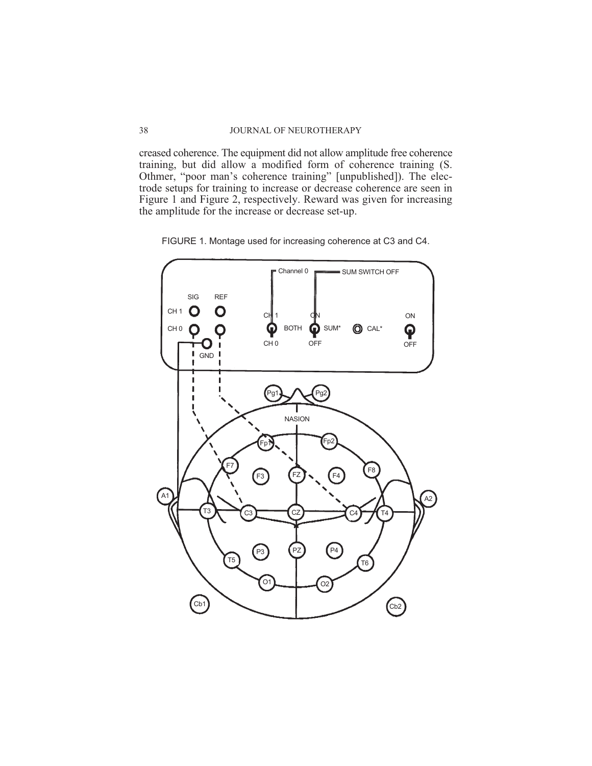creased coherence. The equipment did not allow amplitude free coherence training, but did allow a modified form of coherence training (S. Othmer, "poor man's coherence training" [unpublished]). The electrode setups for training to increase or decrease coherence are seen in Figure 1 and Figure 2, respectively. Reward was given for increasing the amplitude for the increase or decrease set-up.

FIGURE 1. Montage used for increasing coherence at C3 and C4.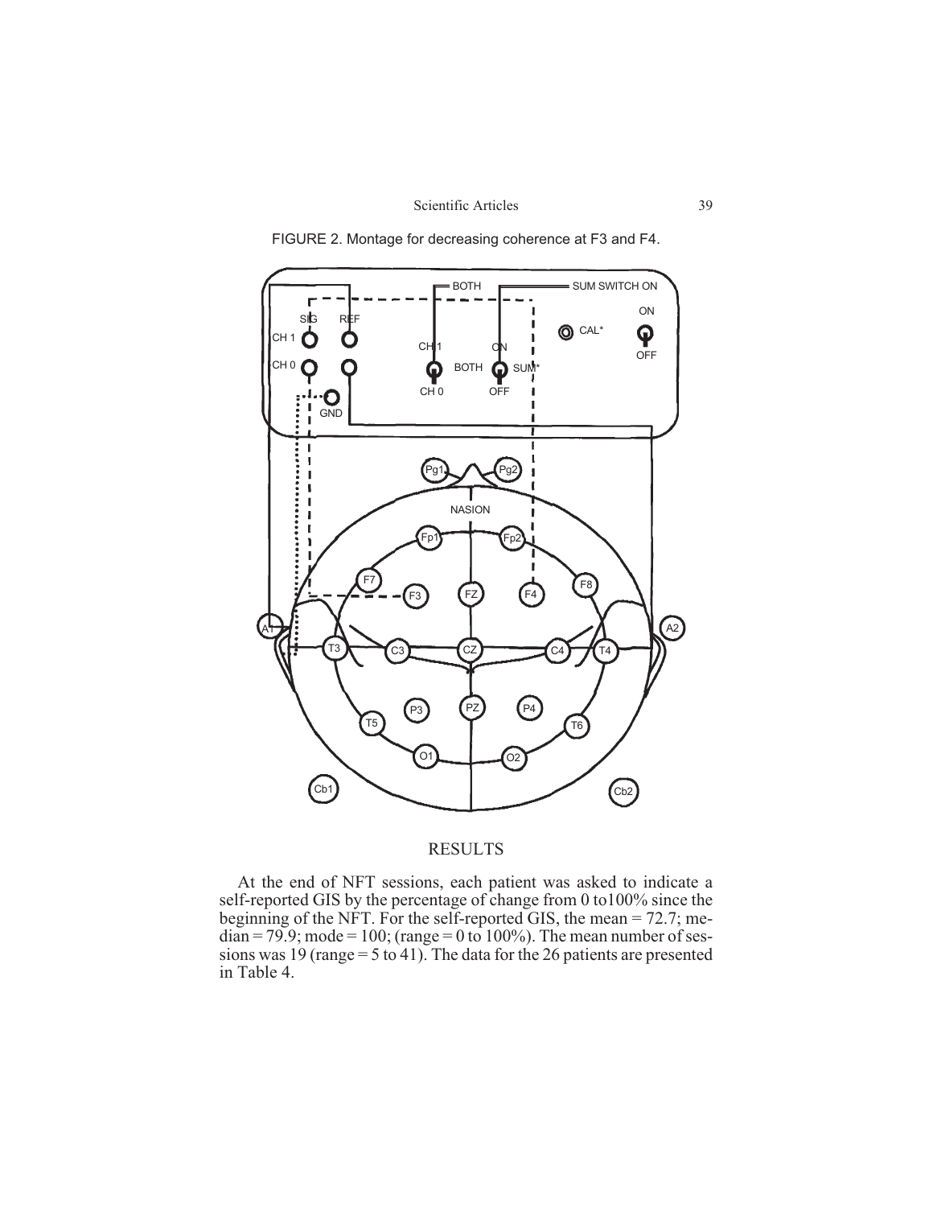FIGURE 2. Montage for decreasing coherence at F3 and F4.

## RESULTS

At the end of NFT sessions, each patient was asked to indicate a self-reported GIS by the percentage of change from 0 to100% since the beginning of the NFT. For the self-reported GIS, the mean = 72.7; median = 79.9; mode = 100; (range = 0 to 100%). The mean number of sessions was 19 (range = 5 to 41). The data for the 26 patients are presented in Table 4.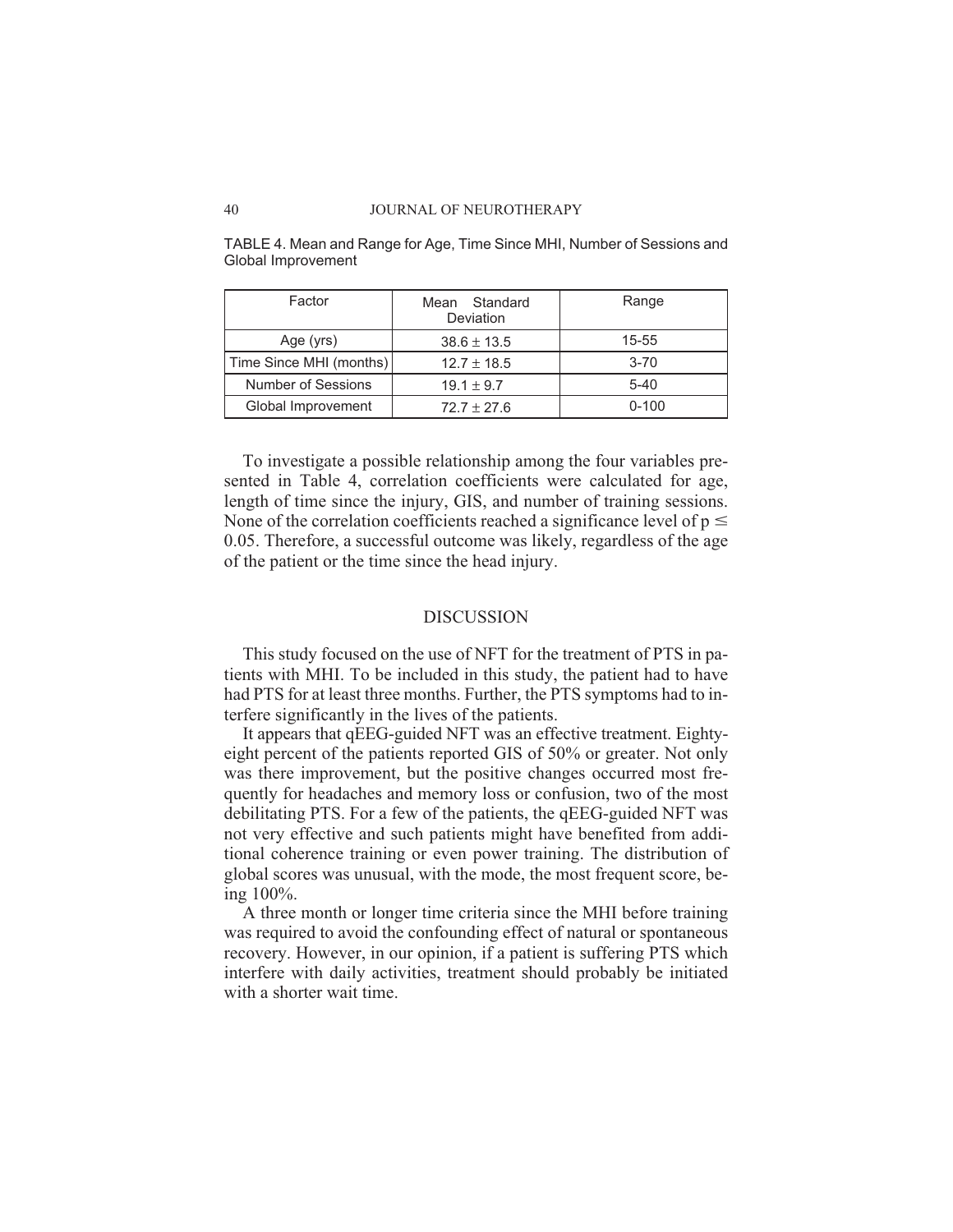TABLE 4. Mean and Range for Age, Time Since MHI, Number of Sessions and Global Improvement

| Factor | Mean Standard Deviation | Range |
|---|---|---|
| Age (yrs) | $38.6 \pm 13.5$ | 15-55 |
| Time Since MHI (months) | $12.7 \pm 18.5$ | 3-70 |
| Number of Sessions | $19.1 \pm 9.7$ | 5-40 |
| Global Improvement | $72.7 \pm 27.6$ | 0-100 |

To investigate a possible relationship among the four variables presented in Table 4, correlation coefficients were calculated for age, length of time since the injury, GIS, and number of training sessions. None of the correlation coefficients reached a significance level of $p \leq 0.05$. Therefore, a successful outcome was likely, regardless of the age of the patient or the time since the head injury.

## DISCUSSION

This study focused on the use of NFT for the treatment of PTS in patients with MHI. To be included in this study, the patient had to have had PTS for at least three months. Further, the PTS symptoms had to interfere significantly in the lives of the patients.

It appears that qEEG-guided NFT was an effective treatment. Eighty-eight percent of the patients reported GIS of 50% or greater. Not only was there improvement, but the positive changes occurred most frequently for headaches and memory loss or confusion, two of the most debilitating PTS. For a few of the patients, the qEEG-guided NFT was not very effective and such patients might have benefited from additional coherence training or even power training. The distribution of global scores was unusual, with the mode, the most frequent score, being 100%.

A three month or longer time criteria since the MHI before training was required to avoid the confounding effect of natural or spontaneous recovery. However, in our opinion, if a patient is suffering PTS which interfere with daily activities, treatment should probably be initiated with a shorter wait time.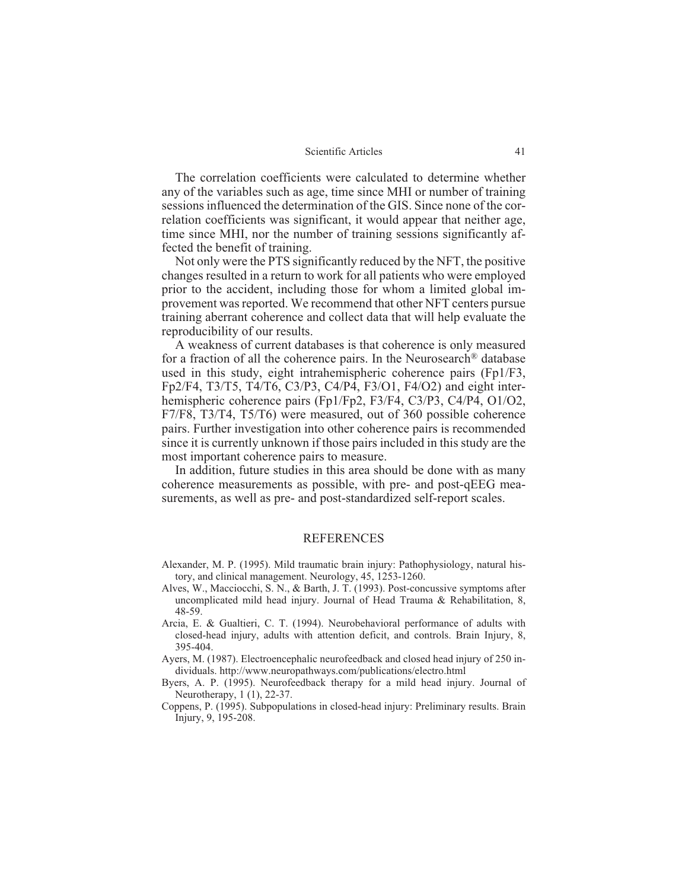The correlation coefficients were calculated to determine whether any of the variables such as age, time since MHI or number of training sessions influenced the determination of the GIS. Since none of the correlation coefficients was significant, it would appear that neither age, time since MHI, nor the number of training sessions significantly affected the benefit of training.

Not only were the PTS significantly reduced by the NFT, the positive changes resulted in a return to work for all patients who were employed prior to the accident, including those for whom a limited global improvement was reported. We recommend that other NFT centers pursue training aberrant coherence and collect data that will help evaluate the reproducibility of our results.

A weakness of current databases is that coherence is only measured for a fraction of all the coherence pairs. In the Neurosearch® database used in this study, eight intrahemispheric coherence pairs (Fp1/F3, Fp2/F4, T3/T5, T4/T6, C3/P3, C4/P4, F3/O1, F4/O2) and eight interhemispheric coherence pairs (Fp1/Fp2, F3/F4, C3/P3, C4/P4, O1/O2, F7/F8, T3/T4, T5/T6) were measured, out of 360 possible coherence pairs. Further investigation into other coherence pairs is recommended since it is currently unknown if those pairs included in this study are the most important coherence pairs to measure.

In addition, future studies in this area should be done with as many coherence measurements as possible, with pre- and post-qEEG measurements, as well as pre- and post-standardized self-report scales.

## REFERENCES

Alexander, M. P. (1995). Mild traumatic brain injury: Pathophysiology, natural history, and clinical management. Neurology, 45, 1253-1260.

Alves, W., Macciocchi, S. N., & Barth, J. T. (1993). Post-concussive symptoms after uncomplicated mild head injury. Journal of Head Trauma & Rehabilitation, 8, 48-59.

Arcia, E. & Gualtieri, C. T. (1994). Neurobehavioral performance of adults with closed-head injury, adults with attention deficit, and controls. Brain Injury, 8, 395-404.

Ayers, M. (1987). Electroencephalic neurofeedback and closed head injury of 250 individuals. http://www.neuropathways.com/publications/electro.html

Byers, A. P. (1995). Neurofeedback therapy for a mild head injury. Journal of Neurotherapy, 1 (1), 22-37.

Coppens, P. (1995). Subpopulations in closed-head injury: Preliminary results. Brain Injury, 9, 195-208.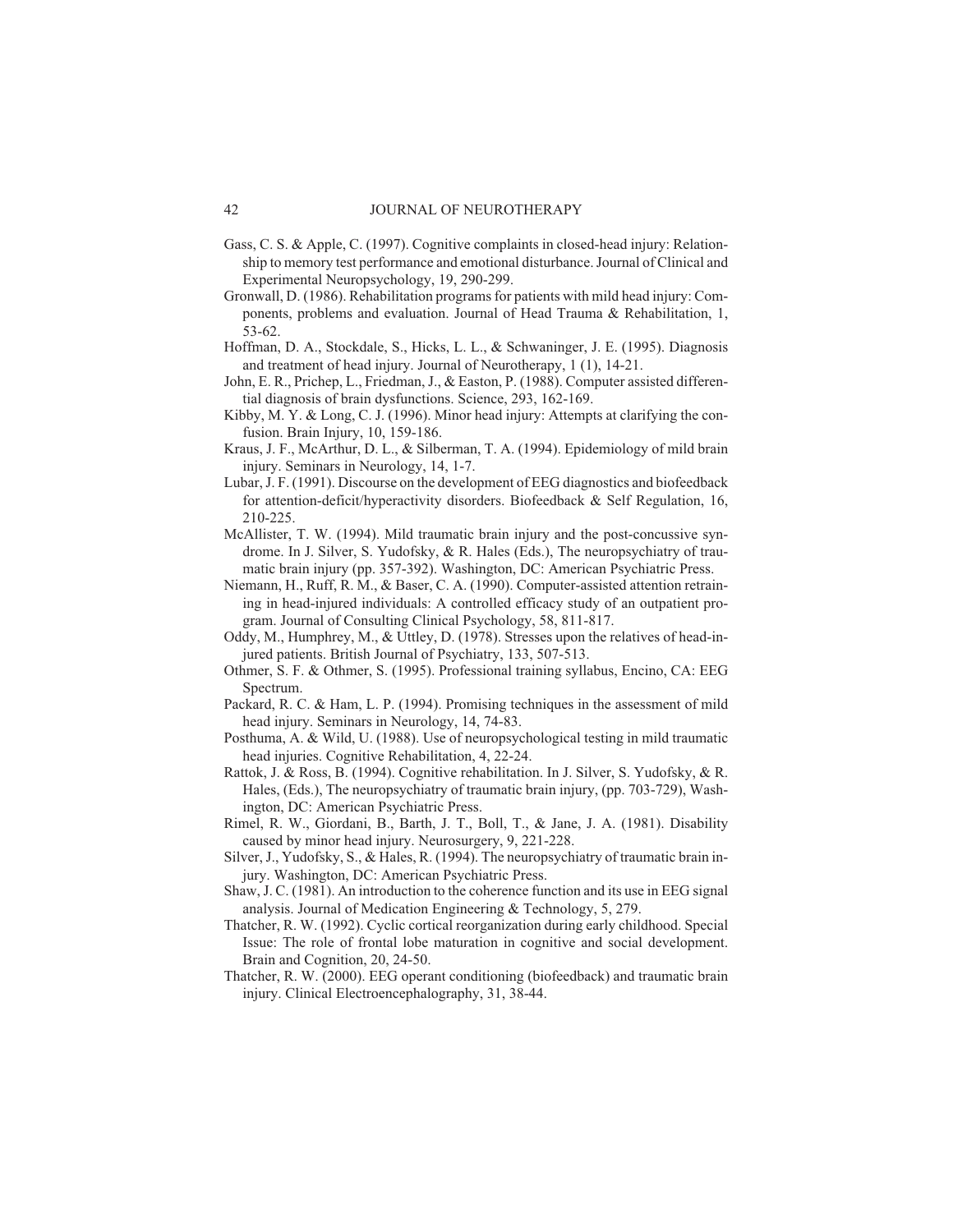Gass, C. S. & Apple, C. (1997). Cognitive complaints in closed-head injury: Relationship to memory test performance and emotional disturbance. Journal of Clinical and Experimental Neuropsychology, 19, 290-299.

Gronwall, D. (1986). Rehabilitation programs for patients with mild head injury: Components, problems and evaluation. Journal of Head Trauma & Rehabilitation, 1, 53-62.

Hoffman, D. A., Stockdale, S., Hicks, L. L., & Schwaninger, J. E. (1995). Diagnosis and treatment of head injury. Journal of Neurotherapy, 1 (1), 14-21.

John, E. R., Prichep, L., Friedman, J., & Easton, P. (1988). Computer assisted differential diagnosis of brain dysfunctions. Science, 293, 162-169.

Kibby, M. Y. & Long, C. J. (1996). Minor head injury: Attempts at clarifying the confusion. Brain Injury, 10, 159-186.

Kraus, J. F., McArthur, D. L., & Silberman, T. A. (1994). Epidemiology of mild brain injury. Seminars in Neurology, 14, 1-7.

Lubar, J. F. (1991). Discourse on the development of EEG diagnostics and biofeedback for attention-deficit/hyperactivity disorders. Biofeedback & Self Regulation, 16, 210-225.

McAllister, T. W. (1994). Mild traumatic brain injury and the post-concussive syndrome. In J. Silver, S. Yudofsky, & R. Hales (Eds.), The neuropsychiatry of traumatic brain injury (pp. 357-392). Washington, DC: American Psychiatric Press.

Niemann, H., Ruff, R. M., & Baser, C. A. (1990). Computer-assisted attention retraining in head-injured individuals: A controlled efficacy study of an outpatient program. Journal of Consulting Clinical Psychology, 58, 811-817.

Oddy, M., Humphrey, M., & Uttley, D. (1978). Stresses upon the relatives of head-injured patients. British Journal of Psychiatry, 133, 507-513.

Othmer, S. F. & Othmer, S. (1995). Professional training syllabus, Encino, CA: EEG Spectrum.

Packard, R. C. & Ham, L. P. (1994). Promising techniques in the assessment of mild head injury. Seminars in Neurology, 14, 74-83.

Posthuma, A. & Wild, U. (1988). Use of neuropsychological testing in mild traumatic head injuries. Cognitive Rehabilitation, 4, 22-24.

Rattok, J. & Ross, B. (1994). Cognitive rehabilitation. In J. Silver, S. Yudofsky, & R. Hales, (Eds.), The neuropsychiatry of traumatic brain injury, (pp. 703-729), Washington, DC: American Psychiatric Press.

Rimel, R. W., Giordani, B., Barth, J. T., Boll, T., & Jane, J. A. (1981). Disability caused by minor head injury. Neurosurgery, 9, 221-228.

Silver, J., Yudofsky, S., & Hales, R. (1994). The neuropsychiatry of traumatic brain injury. Washington, DC: American Psychiatric Press.

Shaw, J. C. (1981). An introduction to the coherence function and its use in EEG signal analysis. Journal of Medication Engineering & Technology, 5, 279.

Thatcher, R. W. (1992). Cyclic cortical reorganization during early childhood. Special Issue: The role of frontal lobe maturation in cognitive and social development. Brain and Cognition, 20, 24-50.

Thatcher, R. W. (2000). EEG operant conditioning (biofeedback) and traumatic brain injury. Clinical Electroencephalography, 31, 38-44.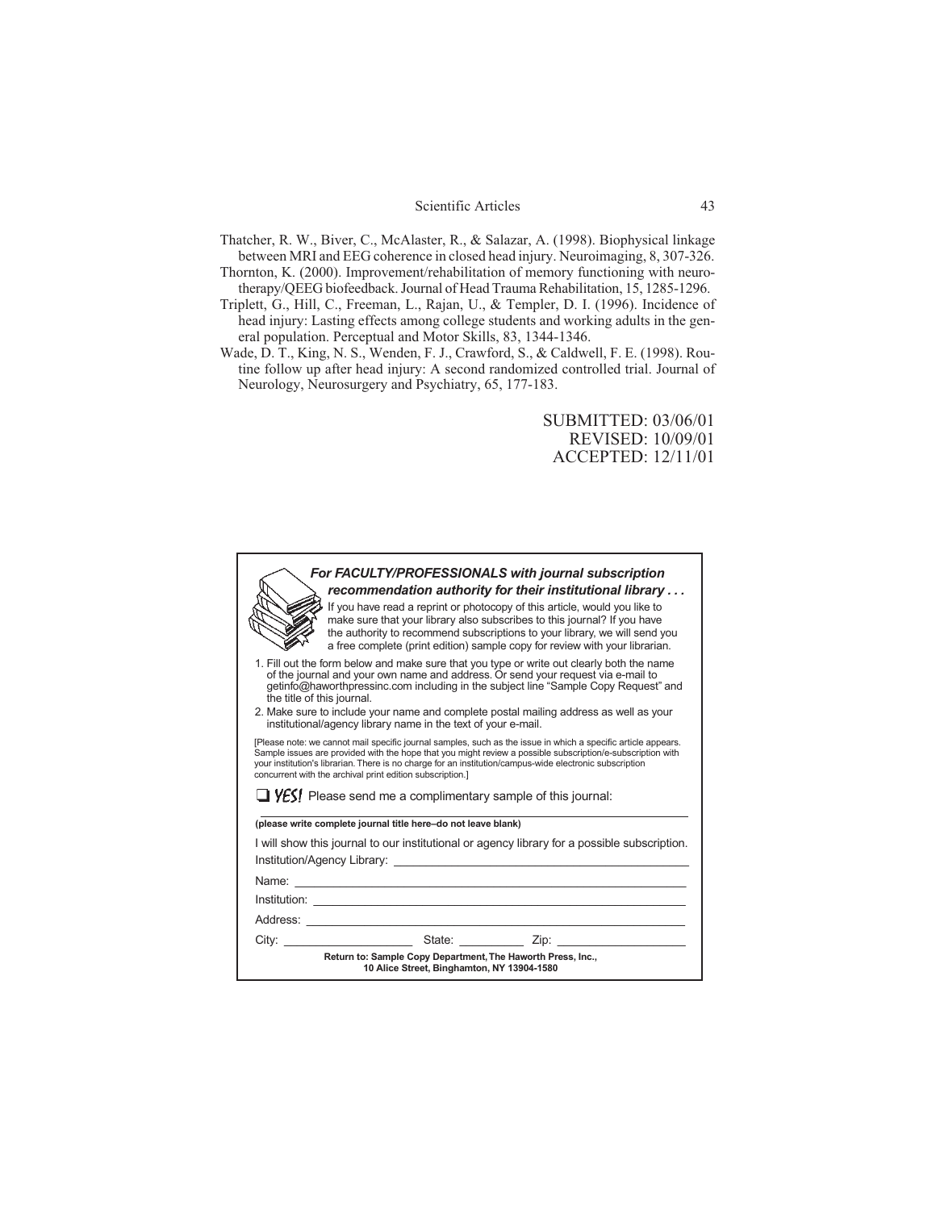Thatcher, R. W., Biver, C., McAlaster, R., & Salazar, A. (1998). Biophysical linkage between MRI and EEG coherence in closed head injury. Neuroimaging, 8, 307-326.

Thornton, K. (2000). Improvement/rehabilitation of memory functioning with neurotherapy/QEEG biofeedback. Journal of Head Trauma Rehabilitation, 15, 1285-1296.

Triplett, G., Hill, C., Freeman, L., Rajan, U., & Templer, D. I. (1996). Incidence of head injury: Lasting effects among college students and working adults in the general population. Perceptual and Motor Skills, 83, 1344-1346.

Wade, D. T., King, N. S., Wenden, F. J., Crawford, S., & Caldwell, F. E. (1998). Routine follow up after head injury: A second randomized controlled trial. Journal of Neurology, Neurosurgery and Psychiatry, 65, 177-183.

SUBMITTED: 03/06/01
REVISED: 10/09/01
ACCEPTED: 12/11/01

***For FACULTY/PROFESSIONALS with journal subscription recommendation authority for their institutional library . . .***

If you have read a reprint or photocopy of this article, would you like to make sure that your library also subscribes to this journal? If you have the authority to recommend subscriptions to your library, we will send you a free complete (print edition) sample copy for review with your librarian.

1. Fill out the form below and make sure that you type or write out clearly both the name of the journal and your own name and address. Or send your request via e-mail to getinfo@haworthpressinc.com including in the subject line "Sample Copy Request" and the title of this journal.
2. Make sure to include your name and complete postal mailing address as well as your institutional/agency library name in the text of your e-mail.

[Please note: we cannot mail specific journal samples, such as the issue in which a specific article appears. Sample issues are provided with the hope that you might review a possible subscription/e-subscription with your institution's librarian. There is no charge for an institution/campus-wide electronic subscription concurrent with the archival print edition subscription.]

❑ *YES!* Please send me a complimentary sample of this journal:

______________________________________________

**(please write complete journal title here–do not leave blank)**

I will show this journal to our institutional or agency library for a possible subscription.

Institution/Agency Library: ______________________________

Name: ______________________________

Institution: ______________________________

Address: ______________________________

City: ____________ State: ________ Zip: ____________

**Return to: Sample Copy Department, The Haworth Press, Inc., 10 Alice Street, Binghamton, NY 13904-1580**